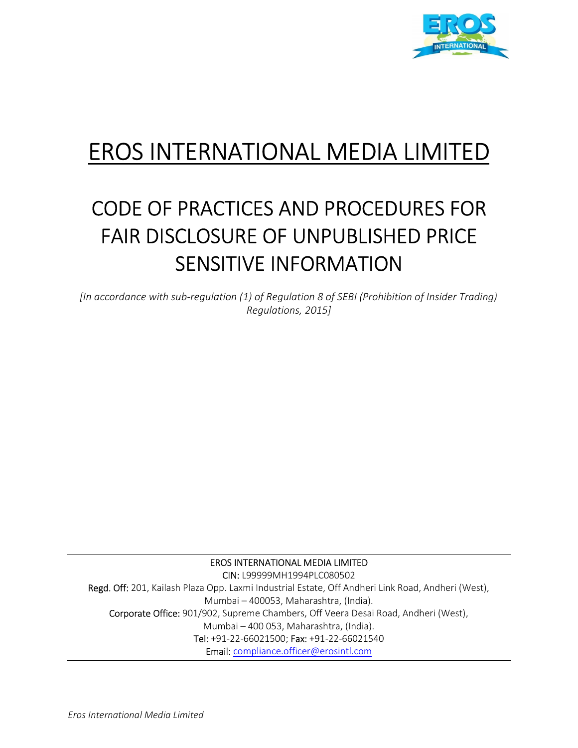# EROS INTERNATIONAL MEDIA LIMITED

## CODE OF PRACTICES AND PROCEDURES FOR FAIR DISCLOSURE OF UNPUBLISHED PRICE SENSITIVE INFORMATION

*[In accordance with sub-regulation (1) of Regulation 8 of SEBI (Prohibition of Insider Trading) Regulations, 2015]*

---

EROS INTERNATIONAL MEDIA LIMITED

CIN: L99999MH1994PLC080502

Regd. Off: 201, Kailash Plaza Opp. Laxmi Industrial Estate, Off Andheri Link Road, Andheri (West), Mumbai – 400053, Maharashtra, (India).

Corporate Office: 901/902, Supreme Chambers, Off Veera Desai Road, Andheri (West), Mumbai – 400 053, Maharashtra, (India).

Tel: +91-22-66021500; Fax: +91-22-66021540

Email: compliance.officer@erosintl.com

---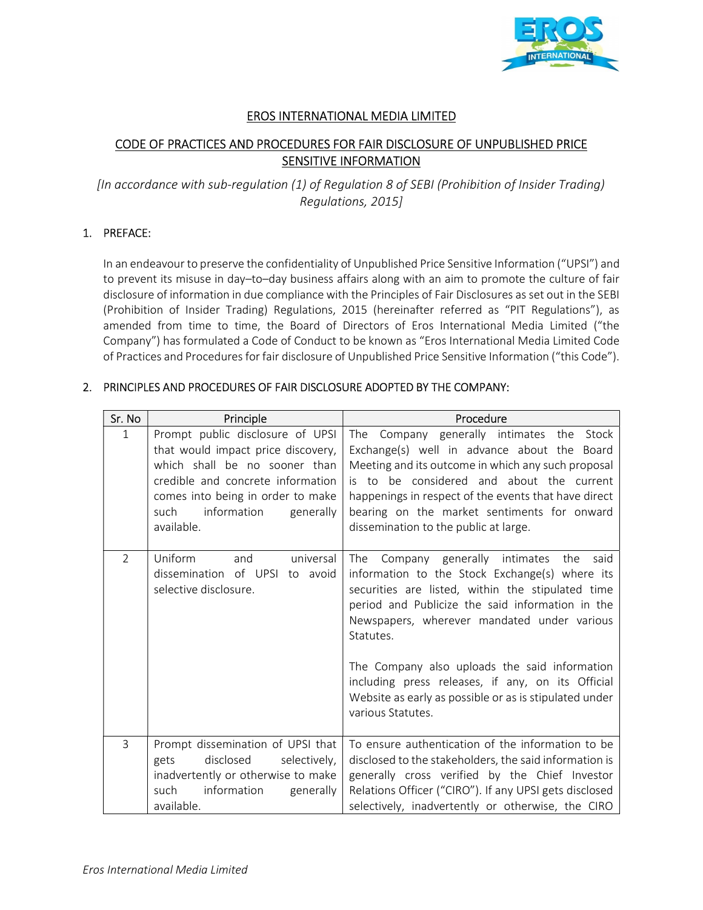EROS INTERNATIONAL MEDIA LIMITED

CODE OF PRACTICES AND PROCEDURES FOR FAIR DISCLOSURE OF UNPUBLISHED PRICE SENSITIVE INFORMATION

*[In accordance with sub-regulation (1) of Regulation 8 of SEBI (Prohibition of Insider Trading) Regulations, 2015]*

1. PREFACE:

In an endeavour to preserve the confidentiality of Unpublished Price Sensitive Information ("UPSI") and to prevent its misuse in day–to–day business affairs along with an aim to promote the culture of fair disclosure of information in due compliance with the Principles of Fair Disclosures as set out in the SEBI (Prohibition of Insider Trading) Regulations, 2015 (hereinafter referred as "PIT Regulations"), as amended from time to time, the Board of Directors of Eros International Media Limited ("the Company") has formulated a Code of Conduct to be known as "Eros International Media Limited Code of Practices and Procedures for fair disclosure of Unpublished Price Sensitive Information ("this Code").

2. PRINCIPLES AND PROCEDURES OF FAIR DISCLOSURE ADOPTED BY THE COMPANY:

| Sr. No | Principle | Procedure |
|---|---|---|
| 1 | Prompt public disclosure of UPSI that would impact price discovery, which shall be no sooner than credible and concrete information comes into being in order to make such information generally available. | The Company generally intimates the Stock Exchange(s) well in advance about the Board Meeting and its outcome in which any such proposal is to be considered and about the current happenings in respect of the events that have direct bearing on the market sentiments for onward dissemination to the public at large. |
| 2 | Uniform and universal dissemination of UPSI to avoid selective disclosure. | The Company generally intimates the said information to the Stock Exchange(s) where its securities are listed, within the stipulated time period and Publicize the said information in the Newspapers, wherever mandated under various Statutes.<br><br>The Company also uploads the said information including press releases, if any, on its Official Website as early as possible or as is stipulated under various Statutes. |
| 3 | Prompt dissemination of UPSI that gets disclosed selectively, inadvertently or otherwise to make such information generally available. | To ensure authentication of the information to be disclosed to the stakeholders, the said information is generally cross verified by the Chief Investor Relations Officer ("CIRO"). If any UPSI gets disclosed selectively, inadvertently or otherwise, the CIRO |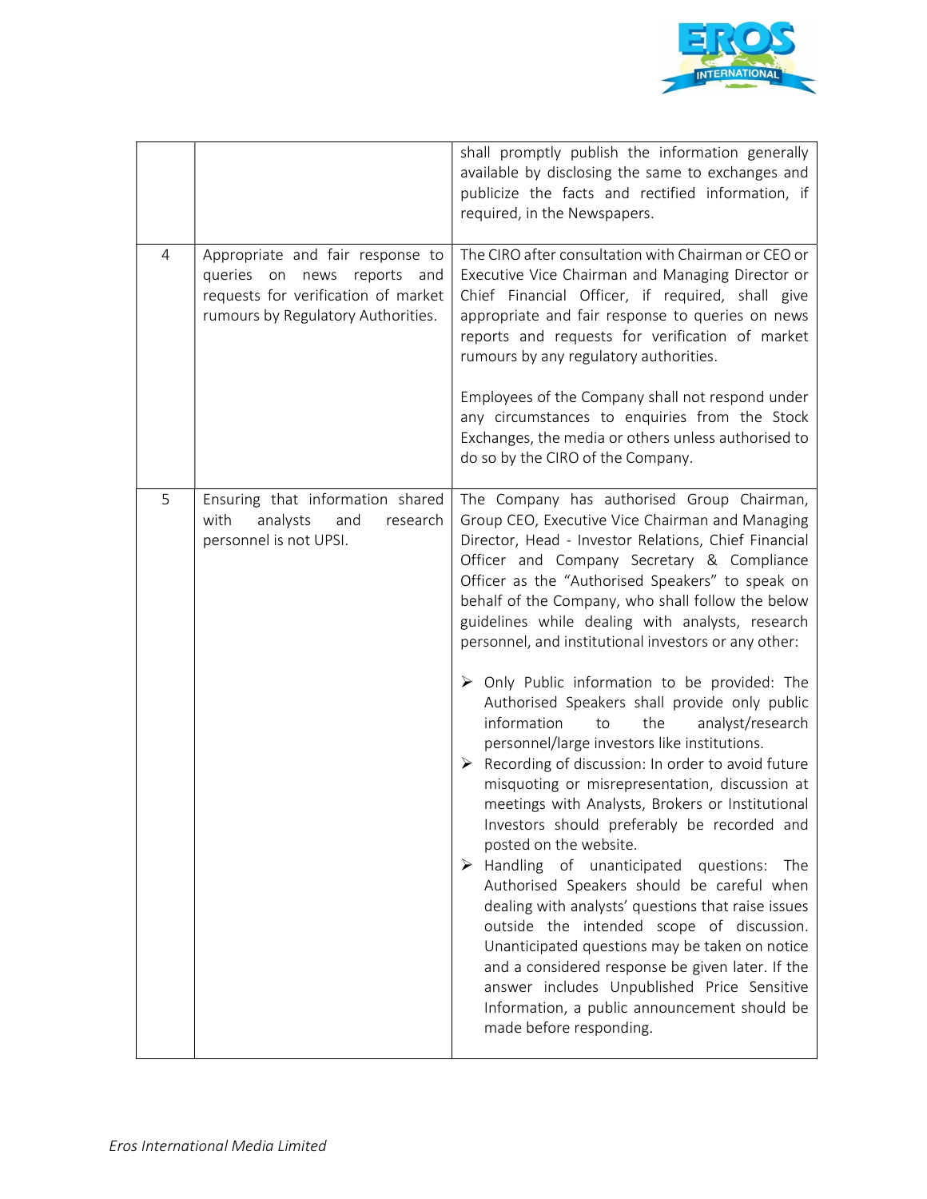| | | |
|---|---|---|
| | | shall promptly publish the information generally available by disclosing the same to exchanges and publicize the facts and rectified information, if required, in the Newspapers. |
| 4 | Appropriate and fair response to queries on news reports and requests for verification of market rumours by Regulatory Authorities. | The CIRO after consultation with Chairman or CEO or Executive Vice Chairman and Managing Director or Chief Financial Officer, if required, shall give appropriate and fair response to queries on news reports and requests for verification of market rumours by any regulatory authorities.<br><br>Employees of the Company shall not respond under any circumstances to enquiries from the Stock Exchanges, the media or others unless authorised to do so by the CIRO of the Company. |
| 5 | Ensuring that information shared with analysts and research personnel is not UPSI. | The Company has authorised Group Chairman, Group CEO, Executive Vice Chairman and Managing Director, Head - Investor Relations, Chief Financial Officer and Company Secretary & Compliance Officer as the "Authorised Speakers" to speak on behalf of the Company, who shall follow the below guidelines while dealing with analysts, research personnel, and institutional investors or any other:<br><br>➢ Only Public information to be provided: The Authorised Speakers shall provide only public information to the analyst/research personnel/large investors like institutions.<br>➢ Recording of discussion: In order to avoid future misquoting or misrepresentation, discussion at meetings with Analysts, Brokers or Institutional Investors should preferably be recorded and posted on the website.<br>➢ Handling of unanticipated questions: The Authorised Speakers should be careful when dealing with analysts' questions that raise issues outside the intended scope of discussion. Unanticipated questions may be taken on notice and a considered response be given later. If the answer includes Unpublished Price Sensitive Information, a public announcement should be made before responding. |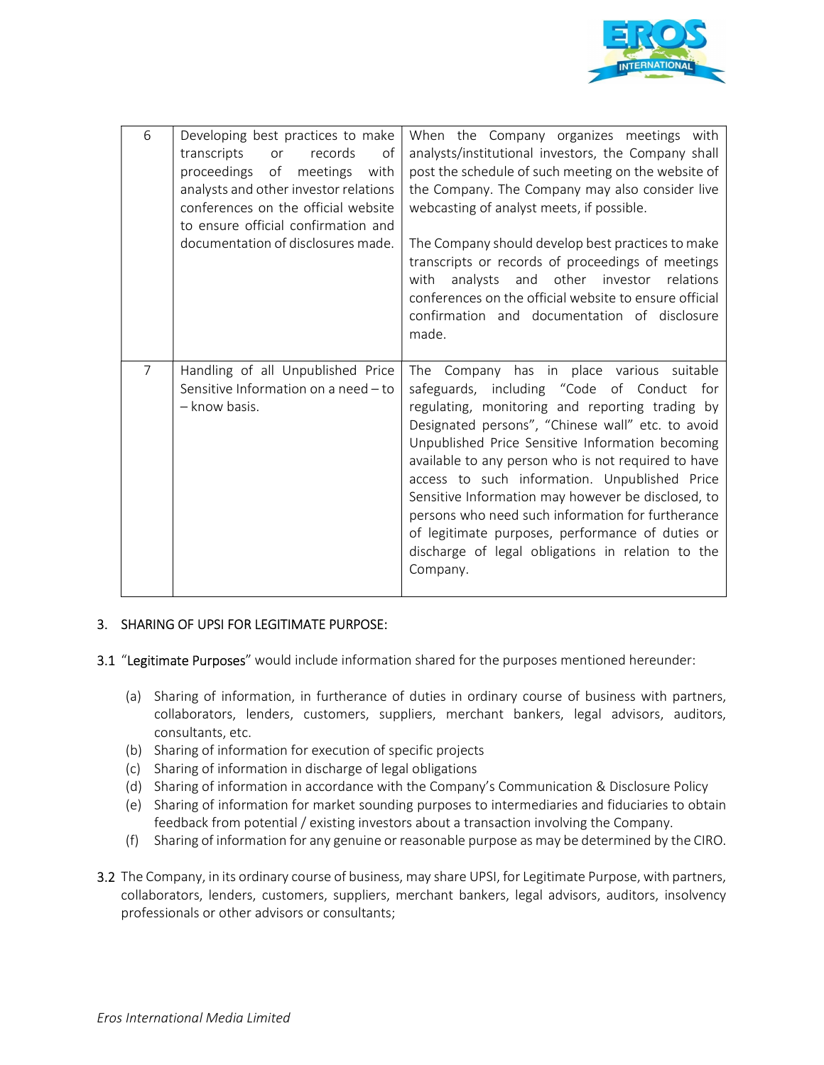| | | |
|---|---|---|
| 6 | Developing best practices to make transcripts or records of proceedings of meetings with analysts and other investor relations conferences on the official website to ensure official confirmation and documentation of disclosures made. | When the Company organizes meetings with analysts/institutional investors, the Company shall post the schedule of such meeting on the website of the Company. The Company may also consider live webcasting of analyst meets, if possible.<br><br>The Company should develop best practices to make transcripts or records of proceedings of meetings with analysts and other investor relations conferences on the official website to ensure official confirmation and documentation of disclosure made. |
| 7 | Handling of all Unpublished Price Sensitive Information on a need – to – know basis. | The Company has in place various suitable safeguards, including "Code of Conduct for regulating, monitoring and reporting trading by Designated persons", "Chinese wall" etc. to avoid Unpublished Price Sensitive Information becoming available to any person who is not required to have access to such information. Unpublished Price Sensitive Information may however be disclosed, to persons who need such information for furtherance of legitimate purposes, performance of duties or discharge of legal obligations in relation to the Company. |

3. SHARING OF UPSI FOR LEGITIMATE PURPOSE:

3.1 "Legitimate Purposes" would include information shared for the purposes mentioned hereunder:

(a) Sharing of information, in furtherance of duties in ordinary course of business with partners, collaborators, lenders, customers, suppliers, merchant bankers, legal advisors, auditors, consultants, etc.
(b) Sharing of information for execution of specific projects
(c) Sharing of information in discharge of legal obligations
(d) Sharing of information in accordance with the Company's Communication & Disclosure Policy
(e) Sharing of information for market sounding purposes to intermediaries and fiduciaries to obtain feedback from potential / existing investors about a transaction involving the Company.
(f) Sharing of information for any genuine or reasonable purpose as may be determined by the CIRO.

3.2 The Company, in its ordinary course of business, may share UPSI, for Legitimate Purpose, with partners, collaborators, lenders, customers, suppliers, merchant bankers, legal advisors, auditors, insolvency professionals or other advisors or consultants;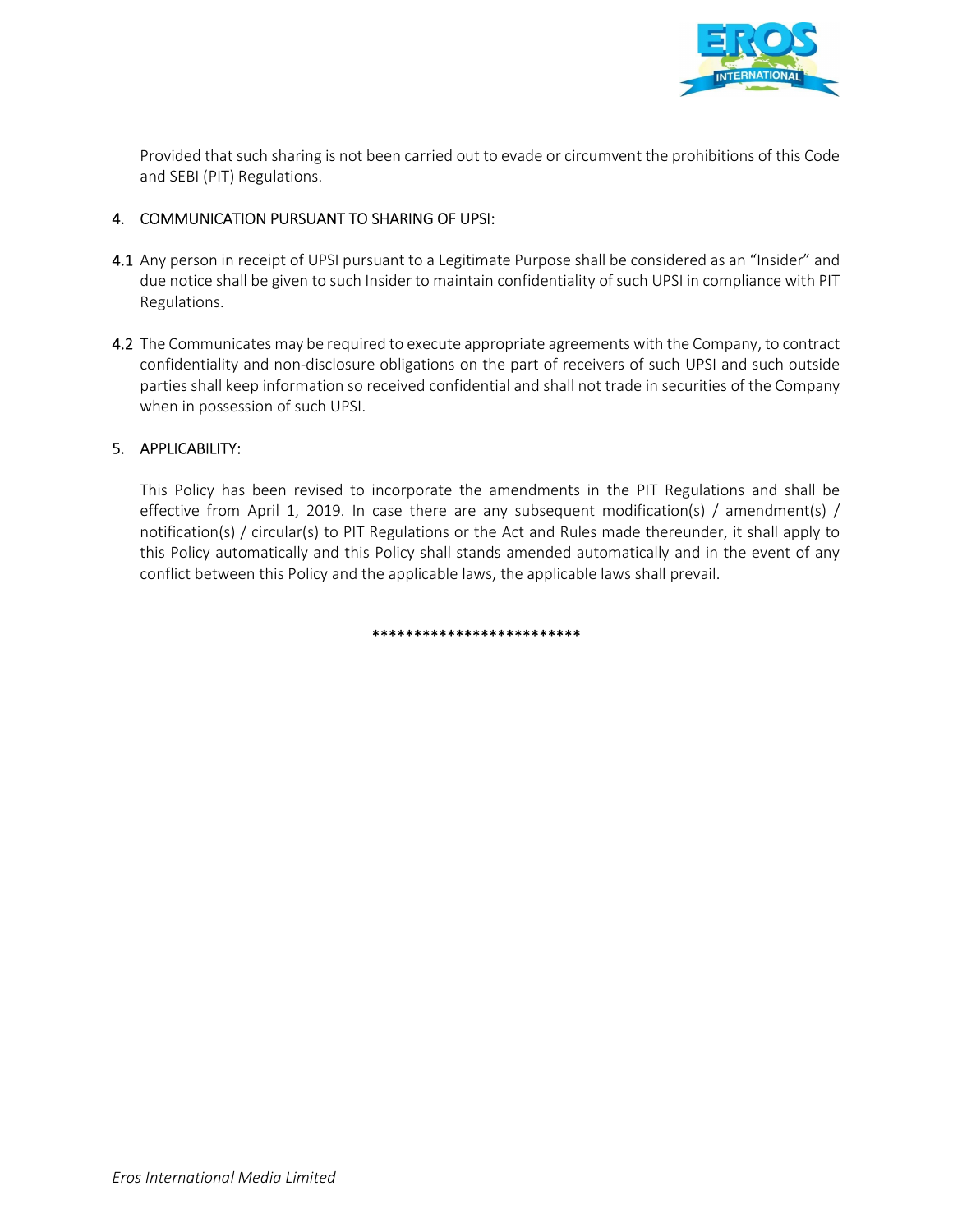Provided that such sharing is not been carried out to evade or circumvent the prohibitions of this Code and SEBI (PIT) Regulations.

## 4. COMMUNICATION PURSUANT TO SHARING OF UPSI:

4.1 Any person in receipt of UPSI pursuant to a Legitimate Purpose shall be considered as an "Insider" and due notice shall be given to such Insider to maintain confidentiality of such UPSI in compliance with PIT Regulations.

4.2 The Communicates may be required to execute appropriate agreements with the Company, to contract confidentiality and non-disclosure obligations on the part of receivers of such UPSI and such outside parties shall keep information so received confidential and shall not trade in securities of the Company when in possession of such UPSI.

## 5. APPLICABILITY:

This Policy has been revised to incorporate the amendments in the PIT Regulations and shall be effective from April 1, 2019. In case there are any subsequent modification(s) / amendment(s) / notification(s) / circular(s) to PIT Regulations or the Act and Rules made thereunder, it shall apply to this Policy automatically and this Policy shall stands amended automatically and in the event of any conflict between this Policy and the applicable laws, the applicable laws shall prevail.

*************************